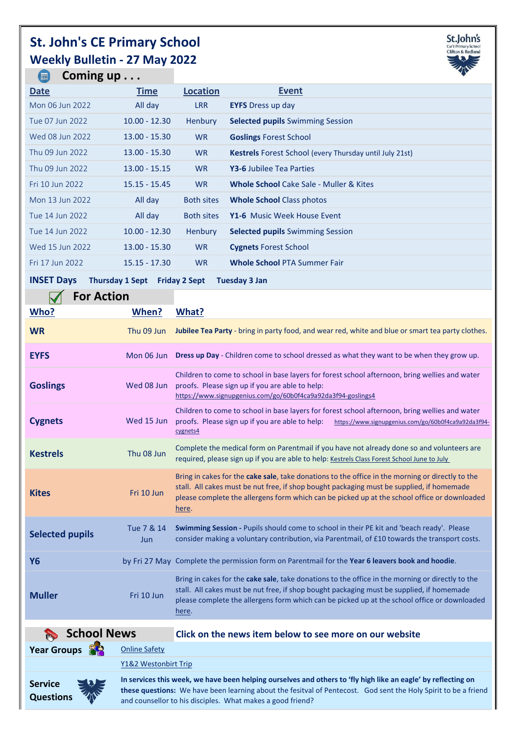# St. John's CE Primary School

## Weekly Bulletin - 27 May 2022

### Coming up . . .

| Date | Time | Location | Event |
|---|---|---|---|
| Mon 06 Jun 2022 | All day | LRR | **EYFS** Dress up day |
| Tue 07 Jun 2022 | 10.00 - 12.30 | Henbury | **Selected pupils** Swimming Session |
| Wed 08 Jun 2022 | 13.00 - 15.30 | WR | **Goslings** Forest School |
| Thu 09 Jun 2022 | 13.00 - 15.30 | WR | **Kestrels** Forest School (every Thursday until July 21st) |
| Thu 09 Jun 2022 | 13.00 - 15.15 | WR | **Y3-6** Jubilee Tea Parties |
| Fri 10 Jun 2022 | 15.15 - 15.45 | WR | **Whole School** Cake Sale - Muller & Kites |
| Mon 13 Jun 2022 | All day | Both sites | **Whole School** Class photos |
| Tue 14 Jun 2022 | All day | Both sites | **Y1-6** Music Week House Event |
| Tue 14 Jun 2022 | 10.00 - 12.30 | Henbury | **Selected pupils** Swimming Session |
| Wed 15 Jun 2022 | 13.00 - 15.30 | WR | **Cygnets** Forest School |
| Fri 17 Jun 2022 | 15.15 - 17.30 | WR | **Whole School** PTA Summer Fair |

**INSET Days** **Thursday 1 Sept** **Friday 2 Sept** **Tuesday 3 Jan**

### For Action

| Who? | When? | What? |
|---|---|---|
| **WR** | Thu 09 Jun | **Jubilee Tea Party** - bring in party food, and wear red, white and blue or smart tea party clothes. |
| **EYFS** | Mon 06 Jun | **Dress up Day** - Children come to school dressed as what they want to be when they grow up. |
| **Goslings** | Wed 08 Jun | Children to come to school in base layers for forest school afternoon, bring wellies and water proofs. Please sign up if you are able to help: https://www.signupgenius.com/go/60b0f4ca9a92da3f94-goslings4 |
| **Cygnets** | Wed 15 Jun | Children to come to school in base layers for forest school afternoon, bring wellies and water proofs. Please sign up if you are able to help: https://www.signupgenius.com/go/60b0f4ca9a92da3f94-cygnets4 |
| **Kestrels** | Thu 08 Jun | Complete the medical form on Parentmail if you have not already done so and volunteers are required, please sign up if you are able to help: Kestrels Class Forest School June to July |
| **Kites** | Fri 10 Jun | Bring in cakes for the **cake sale**, take donations to the office in the morning or directly to the stall. All cakes must be nut free, if shop bought packaging must be supplied, if homemade please complete the allergens form which can be picked up at the school office or downloaded here. |
| **Selected pupils** | Tue 7 & 14 Jun | **Swimming Session -** Pupils should come to school in their PE kit and 'beach ready'. Please consider making a voluntary contribution, via Parentmail, of £10 towards the transport costs. |
| **Y6** | by Fri 27 May | Complete the permission form on Parentmail for the **Year 6 leavers book and hoodie**. |
| **Muller** | Fri 10 Jun | Bring in cakes for the **cake sale**, take donations to the office in the morning or directly to the stall. All cakes must be nut free, if shop bought packaging must be supplied, if homemade please complete the allergens form which can be picked up at the school office or downloaded here. |

### School News

**Click on the news item below to see more on our website**

**Year Groups**

- Online Safety
- Y1&2 Westonbirt Trip

**Service Questions**

**In services this week, we have been helping ourselves and others to 'fly high like an eagle' by reflecting on these questions:** We have been learning about the fesitval of Pentecost. God sent the Holy Spirit to be a friend and counsellor to his disciples. What makes a good friend?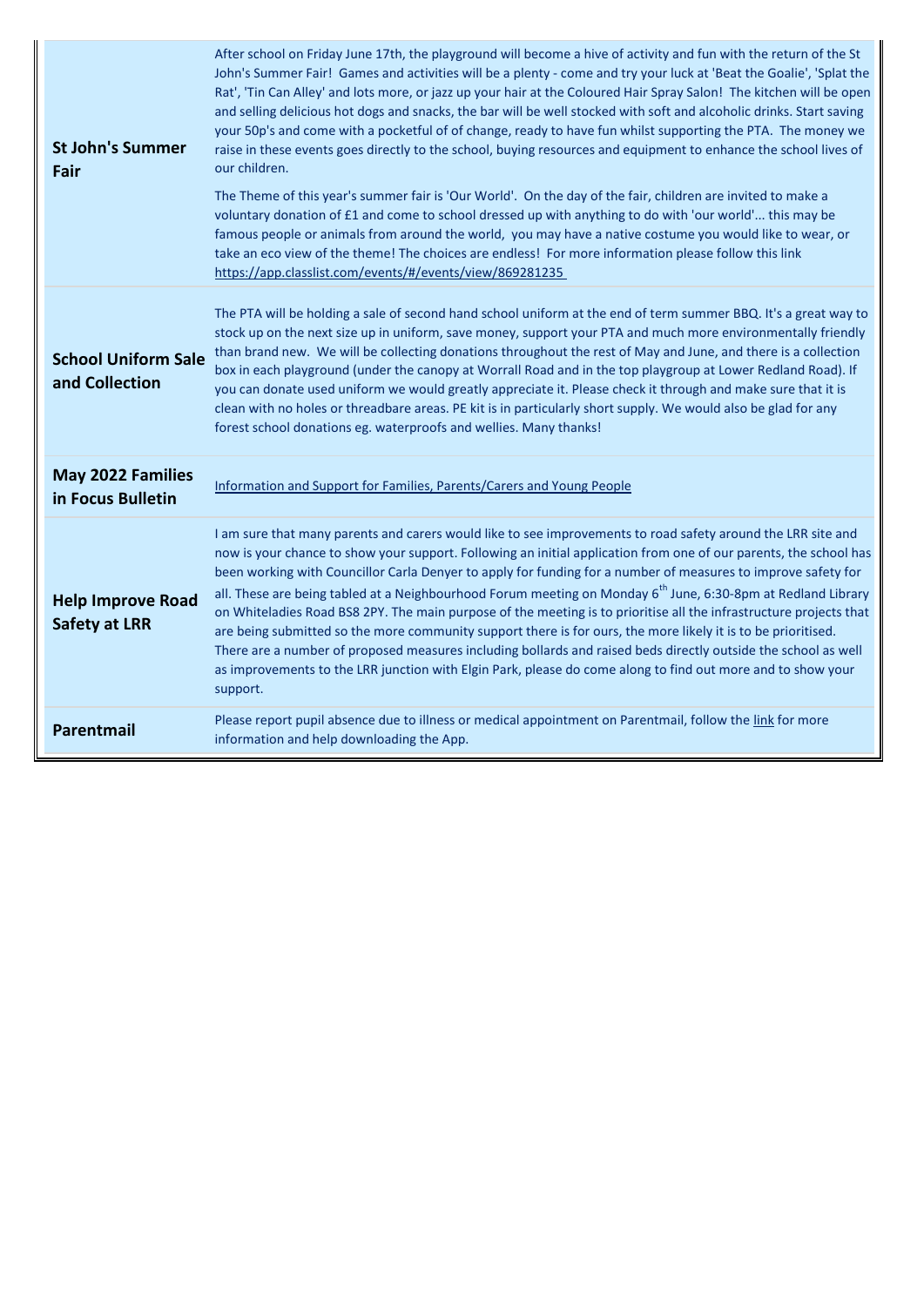| | |
|---|---|
| **St John's Summer Fair** | After school on Friday June 17th, the playground will become a hive of activity and fun with the return of the St John's Summer Fair! Games and activities will be a plenty - come and try your luck at 'Beat the Goalie', 'Splat the Rat', 'Tin Can Alley' and lots more, or jazz up your hair at the Coloured Hair Spray Salon! The kitchen will be open and selling delicious hot dogs and snacks, the bar will be well stocked with soft and alcoholic drinks. Start saving your 50p's and come with a pocketful of of change, ready to have fun whilst supporting the PTA. The money we raise in these events goes directly to the school, buying resources and equipment to enhance the school lives of our children.<br><br>The Theme of this year's summer fair is 'Our World'. On the day of the fair, children are invited to make a voluntary donation of £1 and come to school dressed up with anything to do with 'our world'... this may be famous people or animals from around the world, you may have a native costume you would like to wear, or take an eco view of the theme! The choices are endless! For more information please follow this link https://app.classlist.com/events/#/events/view/869281235 |
| **School Uniform Sale and Collection** | The PTA will be holding a sale of second hand school uniform at the end of term summer BBQ. It's a great way to stock up on the next size up in uniform, save money, support your PTA and much more environmentally friendly than brand new. We will be collecting donations throughout the rest of May and June, and there is a collection box in each playground (under the canopy at Worrall Road and in the top playgroup at Lower Redland Road). If you can donate used uniform we would greatly appreciate it. Please check it through and make sure that it is clean with no holes or threadbare areas. PE kit is in particularly short supply. We would also be glad for any forest school donations eg. waterproofs and wellies. Many thanks! |
| **May 2022 Families in Focus Bulletin** | Information and Support for Families, Parents/Carers and Young People |
| **Help Improve Road Safety at LRR** | I am sure that many parents and carers would like to see improvements to road safety around the LRR site and now is your chance to show your support. Following an initial application from one of our parents, the school has been working with Councillor Carla Denyer to apply for funding for a number of measures to improve safety for all. These are being tabled at a Neighbourhood Forum meeting on Monday 6th June, 6:30-8pm at Redland Library on Whiteladies Road BS8 2PY. The main purpose of the meeting is to prioritise all the infrastructure projects that are being submitted so the more community support there is for ours, the more likely it is to be prioritised. There are a number of proposed measures including bollards and raised beds directly outside the school as well as improvements to the LRR junction with Elgin Park, please do come along to find out more and to show your support. |
| **Parentmail** | Please report pupil absence due to illness or medical appointment on Parentmail, follow the link for more information and help downloading the App. |